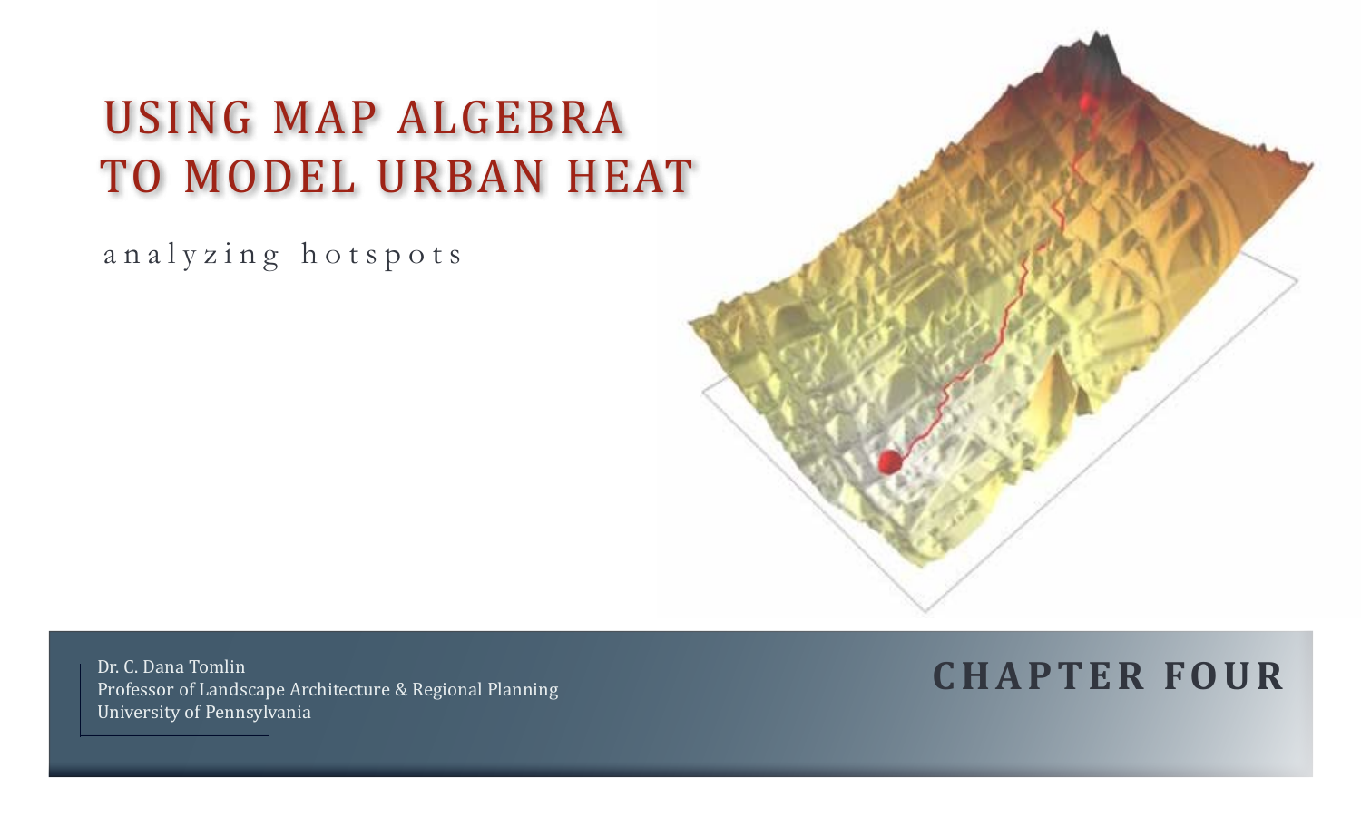# USING MAP ALGEBRA TO MODEL URBAN HEAT

analyzing hotspots

Dr. C. Dana Tomlin
Professor of Landscape Architecture & Regional Planning
University of Pennsylvania

**CHAPTER FOUR**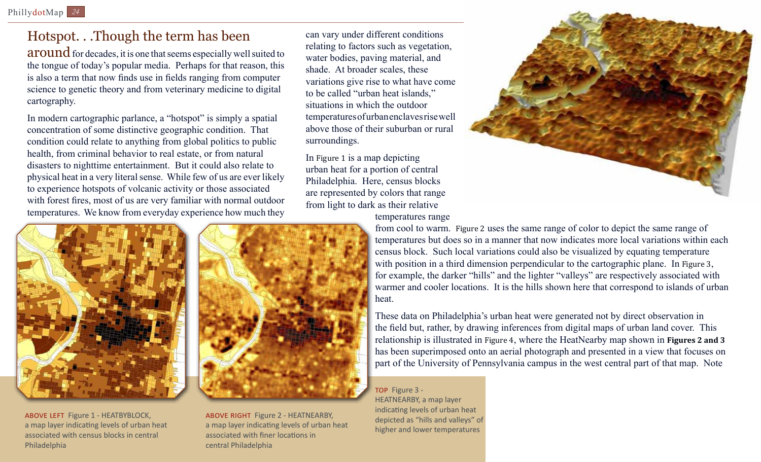# Hotspot. . .Though the term has been

around for decades, it is one that seems especially well suited to the tongue of today's popular media. Perhaps for that reason, this is also a term that now finds use in fields ranging from computer science to genetic theory and from veterinary medicine to digital cartography.

In modern cartographic parlance, a "hotspot" is simply a spatial concentration of some distinctive geographic condition. That condition could relate to anything from global politics to public health, from criminal behavior to real estate, or from natural disasters to nighttime entertainment. But it could also relate to physical heat in a very literal sense. While few of us are ever likely to experience hotspots of volcanic activity or those associated with forest fires, most of us are very familiar with normal outdoor temperatures. We know from everyday experience how much they can vary under different conditions relating to factors such as vegetation, water bodies, paving material, and shade. At broader scales, these variations give rise to what have come to be called "urban heat islands," situations in which the outdoor temperatures of urban enclaves rise well above those of their suburban or rural surroundings.

In Figure 1 is a map depicting urban heat for a portion of central Philadelphia. Here, census blocks are represented by colors that range from light to dark as their relative temperatures range from cool to warm. Figure 2 uses the same range of color to depict the same range of temperatures but does so in a manner that now indicates more local variations within each census block. Such local variations could also be visualized by equating temperature with position in a third dimension perpendicular to the cartographic plane. In Figure 3, for example, the darker "hills" and the lighter "valleys" are respectively associated with warmer and cooler locations. It is the hills shown here that correspond to islands of urban heat.

These data on Philadelphia's urban heat were generated not by direct observation in the field but, rather, by drawing inferences from digital maps of urban land cover. This relationship is illustrated in Figure 4, where the HeatNearby map shown in **Figures 2 and 3** has been superimposed onto an aerial photograph and presented in a view that focuses on part of the University of Pennsylvania campus in the west central part of that map. Note

ABOVE LEFT Figure 1 - HEATBYBLOCK, a map layer indicating levels of urban heat associated with census blocks in central Philadelphia

ABOVE RIGHT Figure 2 - HEATNEARBY, a map layer indicating levels of urban heat associated with finer locations in central Philadelphia

TOP Figure 3 - HEATNEARBY, a map layer indicating levels of urban heat depicted as "hills and valleys" of higher and lower temperatures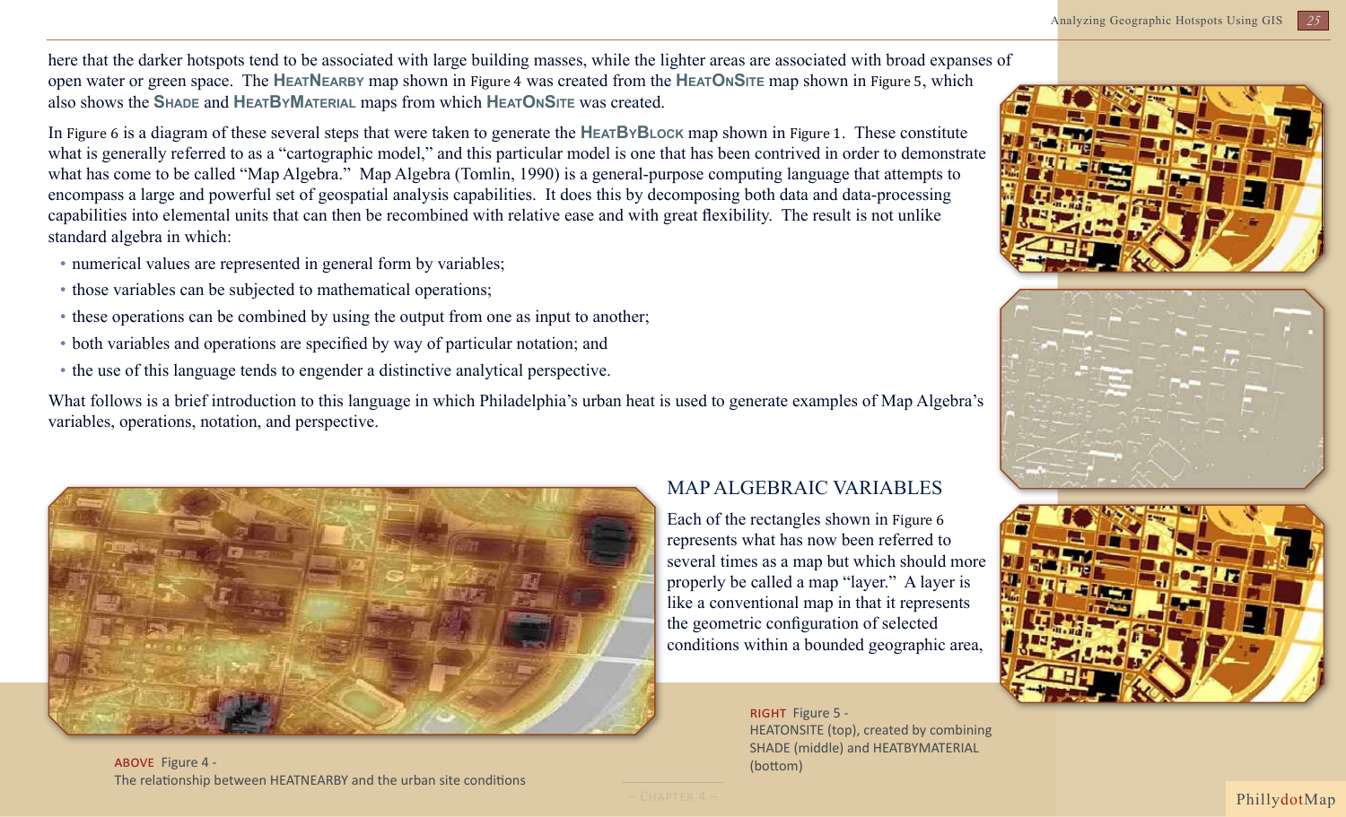here that the darker hotspots tend to be associated with large building masses, while the lighter areas are associated with broad expanses of open water or green space. The HeatNearby map shown in Figure 4 was created from the HeatOnSite map shown in Figure 5, which also shows the Shade and HeatByMaterial maps from which HeatOnSite was created.

In Figure 6 is a diagram of these several steps that were taken to generate the HeatByBlock map shown in Figure 1. These constitute what is generally referred to as a “cartographic model,” and this particular model is one that has been contrived in order to demonstrate what has come to be called “Map Algebra.” Map Algebra (Tomlin, 1990) is a general-purpose computing language that attempts to encompass a large and powerful set of geospatial analysis capabilities. It does this by decomposing both data and data-processing capabilities into elemental units that can then be recombined with relative ease and with great flexibility. The result is not unlike standard algebra in which:

- numerical values are represented in general form by variables;
- those variables can be subjected to mathematical operations;
- these operations can be combined by using the output from one as input to another;
- both variables and operations are specified by way of particular notation; and
- the use of this language tends to engender a distinctive analytical perspective.

What follows is a brief introduction to this language in which Philadelphia’s urban heat is used to generate examples of Map Algebra’s variables, operations, notation, and perspective.

## MAP ALGEBRAIC VARIABLES

Each of the rectangles shown in Figure 6 represents what has now been referred to several times as a map but which should more properly be called a map “layer.” A layer is like a conventional map in that it represents the geometric configuration of selected conditions within a bounded geographic area,

ABOVE Figure 4 -
The relationship between HEATNEARBY and the urban site conditions

RIGHT Figure 5 -
HEATONSITE (top), created by combining SHADE (middle) and HEATBYMATERIAL (bottom)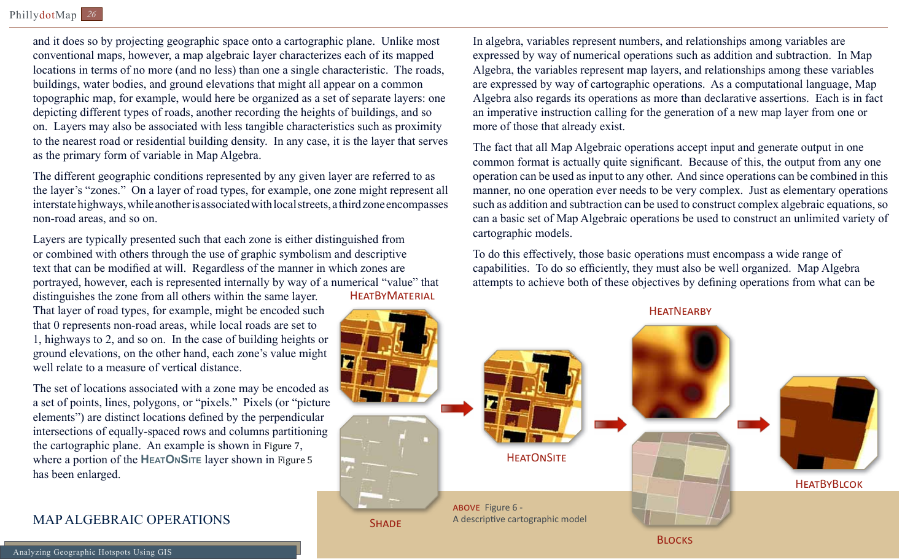and it does so by projecting geographic space onto a cartographic plane. Unlike most conventional maps, however, a map algebraic layer characterizes each of its mapped locations in terms of no more (and no less) than one a single characteristic. The roads, buildings, water bodies, and ground elevations that might all appear on a common topographic map, for example, would here be organized as a set of separate layers: one depicting different types of roads, another recording the heights of buildings, and so on. Layers may also be associated with less tangible characteristics such as proximity to the nearest road or residential building density. In any case, it is the layer that serves as the primary form of variable in Map Algebra.

The different geographic conditions represented by any given layer are referred to as the layer's "zones." On a layer of road types, for example, one zone might represent all interstate highways, while another is associated with local streets, a third zone encompasses non-road areas, and so on.

Layers are typically presented such that each zone is either distinguished from or combined with others through the use of graphic symbolism and descriptive text that can be modified at will. Regardless of the manner in which zones are portrayed, however, each is represented internally by way of a numerical "value" that distinguishes the zone from all others within the same layer. That layer of road types, for example, might be encoded such that 0 represents non-road areas, while local roads are set to 1, highways to 2, and so on. In the case of building heights or ground elevations, on the other hand, each zone's value might well relate to a measure of vertical distance.

The set of locations associated with a zone may be encoded as a set of points, lines, polygons, or "pixels." Pixels (or "picture elements") are distinct locations defined by the perpendicular intersections of equally-spaced rows and columns partitioning the cartographic plane. An example is shown in Figure 7, where a portion of the HEATONSITE layer shown in Figure 5 has been enlarged.

## MAP ALGEBRAIC OPERATIONS

In algebra, variables represent numbers, and relationships among variables are expressed by way of numerical operations such as addition and subtraction. In Map Algebra, the variables represent map layers, and relationships among these variables are expressed by way of cartographic operations. As a computational language, Map Algebra also regards its operations as more than declarative assertions. Each is in fact an imperative instruction calling for the generation of a new map layer from one or more of those that already exist.

The fact that all Map Algebraic operations accept input and generate output in one common format is actually quite significant. Because of this, the output from any one operation can be used as input to any other. And since operations can be combined in this manner, no one operation ever needs to be very complex. Just as elementary operations such as addition and subtraction can be used to construct complex algebraic equations, so can a basic set of Map Algebraic operations be used to construct an unlimited variety of cartographic models.

To do this effectively, those basic operations must encompass a wide range of capabilities. To do so efficiently, they must also be well organized. Map Algebra attempts to achieve both of these objectives by defining operations from what can be

HEATBYMATERIAL

SHADE

HEATONSITE

HEATNEARBY

BLOCKS

HEATBYBLCOK

ABOVE Figure 6 - A descriptive cartographic model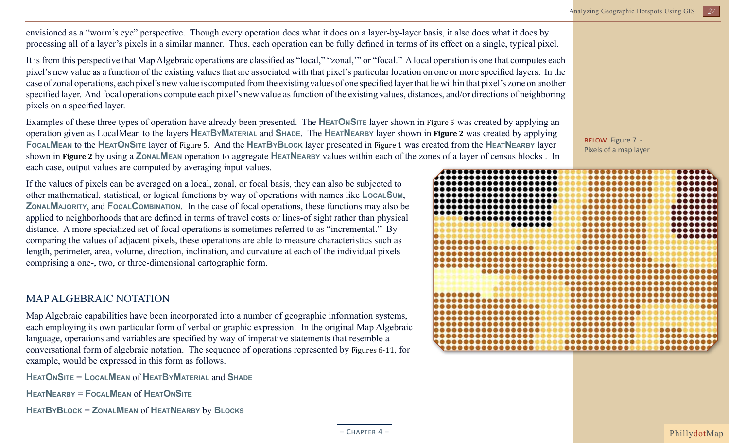envisioned as a "worm's eye" perspective. Though every operation does what it does on a layer-by-layer basis, it also does what it does by processing all of a layer's pixels in a similar manner. Thus, each operation can be fully defined in terms of its effect on a single, typical pixel.

It is from this perspective that Map Algebraic operations are classified as "local," "zonal,'" or "focal." A local operation is one that computes each pixel's new value as a function of the existing values that are associated with that pixel's particular location on one or more specified layers. In the case of zonal operations, each pixel's new value is computed from the existing values of one specified layer that lie within that pixel's zone on another specified layer. And focal operations compute each pixel's new value as function of the existing values, distances, and/or directions of neighboring pixels on a specified layer.

Examples of these three types of operation have already been presented. The HeatOnSite layer shown in Figure 5 was created by applying an operation given as LocalMean to the layers HeatByMaterial and Shade. The HeatNearby layer shown in **Figure 2** was created by applying FocalMean to the HeatOnSite layer of Figure 5. And the HeatByBlock layer presented in Figure 1 was created from the HeatNearby layer shown in **Figure 2** by using a ZonalMean operation to aggregate HeatNearby values within each of the zones of a layer of census blocks . In each case, output values are computed by averaging input values.

BELOW Figure 7 - Pixels of a map layer

If the values of pixels can be averaged on a local, zonal, or focal basis, they can also be subjected to other mathematical, statistical, or logical functions by way of operations with names like LocalSum, ZonalMajority, and FocalCombination. In the case of focal operations, these functions may also be applied to neighborhoods that are defined in terms of travel costs or lines-of sight rather than physical distance. A more specialized set of focal operations is sometimes referred to as "incremental." By comparing the values of adjacent pixels, these operations are able to measure characteristics such as length, perimeter, area, volume, direction, inclination, and curvature at each of the individual pixels comprising a one-, two, or three-dimensional cartographic form.

## MAP ALGEBRAIC NOTATION

Map Algebraic capabilities have been incorporated into a number of geographic information systems, each employing its own particular form of verbal or graphic expression. In the original Map Algebraic language, operations and variables are specified by way of imperative statements that resemble a conversational form of algebraic notation. The sequence of operations represented by Figures 6-11, for example, would be expressed in this form as follows.

HeatOnSite = LocalMean of HeatByMaterial and Shade

HeatNearby = FocalMean of HeatOnSite

HeatByBlock = ZonalMean of HeatNearby by Blocks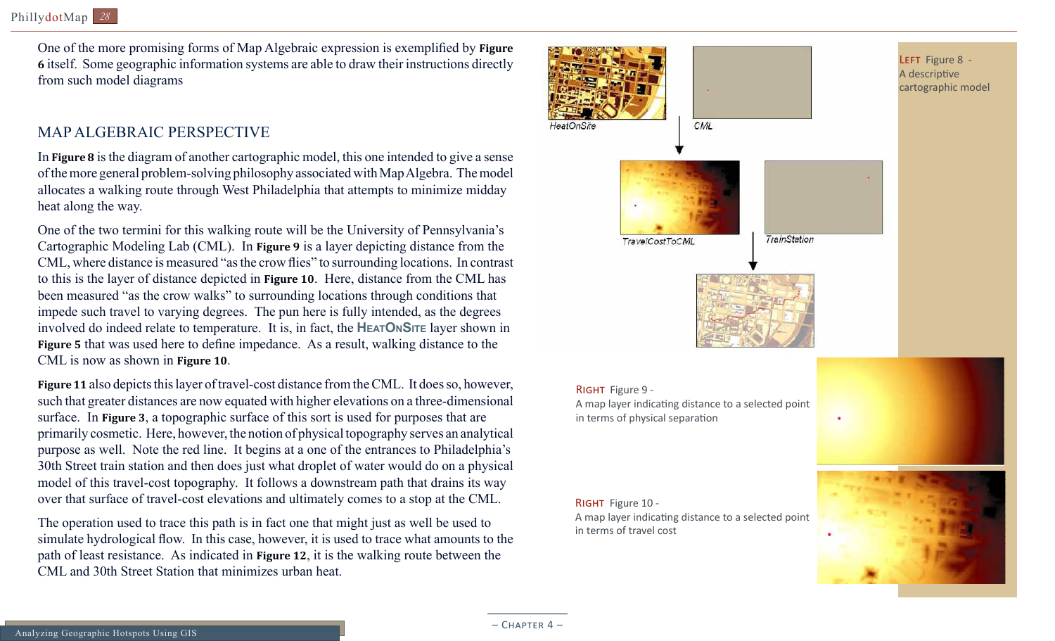One of the more promising forms of Map Algebraic expression is exemplified by **Figure 6** itself. Some geographic information systems are able to draw their instructions directly from such model diagrams

## MAP ALGEBRAIC PERSPECTIVE

In **Figure 8** is the diagram of another cartographic model, this one intended to give a sense of the more general problem-solving philosophy associated with Map Algebra. The model allocates a walking route through West Philadelphia that attempts to minimize midday heat along the way.

One of the two termini for this walking route will be the University of Pennsylvania's Cartographic Modeling Lab (CML). In **Figure 9** is a layer depicting distance from the CML, where distance is measured "as the crow flies" to surrounding locations. In contrast to this is the layer of distance depicted in **Figure 10**. Here, distance from the CML has been measured "as the crow walks" to surrounding locations through conditions that impede such travel to varying degrees. The pun here is fully intended, as the degrees involved do indeed relate to temperature. It is, in fact, the HeatOnSite layer shown in **Figure 5** that was used here to define impedance. As a result, walking distance to the CML is now as shown in **Figure 10**.

**Figure 11** also depicts this layer of travel-cost distance from the CML. It does so, however, such that greater distances are now equated with higher elevations on a three-dimensional surface. In **Figure 3**, a topographic surface of this sort is used for purposes that are primarily cosmetic. Here, however, the notion of physical topography serves an analytical purpose as well. Note the red line. It begins at a one of the entrances to Philadelphia's 30th Street train station and then does just what droplet of water would do on a physical model of this travel-cost topography. It follows a downstream path that drains its way over that surface of travel-cost elevations and ultimately comes to a stop at the CML.

The operation used to trace this path is in fact one that might just as well be used to simulate hydrological flow. In this case, however, it is used to trace what amounts to the path of least resistance. As indicated in **Figure 12**, it is the walking route between the CML and 30th Street Station that minimizes urban heat.

HeatOnSite CML TravelCostToCML TrainStation

LEFT Figure 8 - A descriptive cartographic model

RIGHT Figure 9 - A map layer indicating distance to a selected point in terms of physical separation

RIGHT Figure 10 - A map layer indicating distance to a selected point in terms of travel cost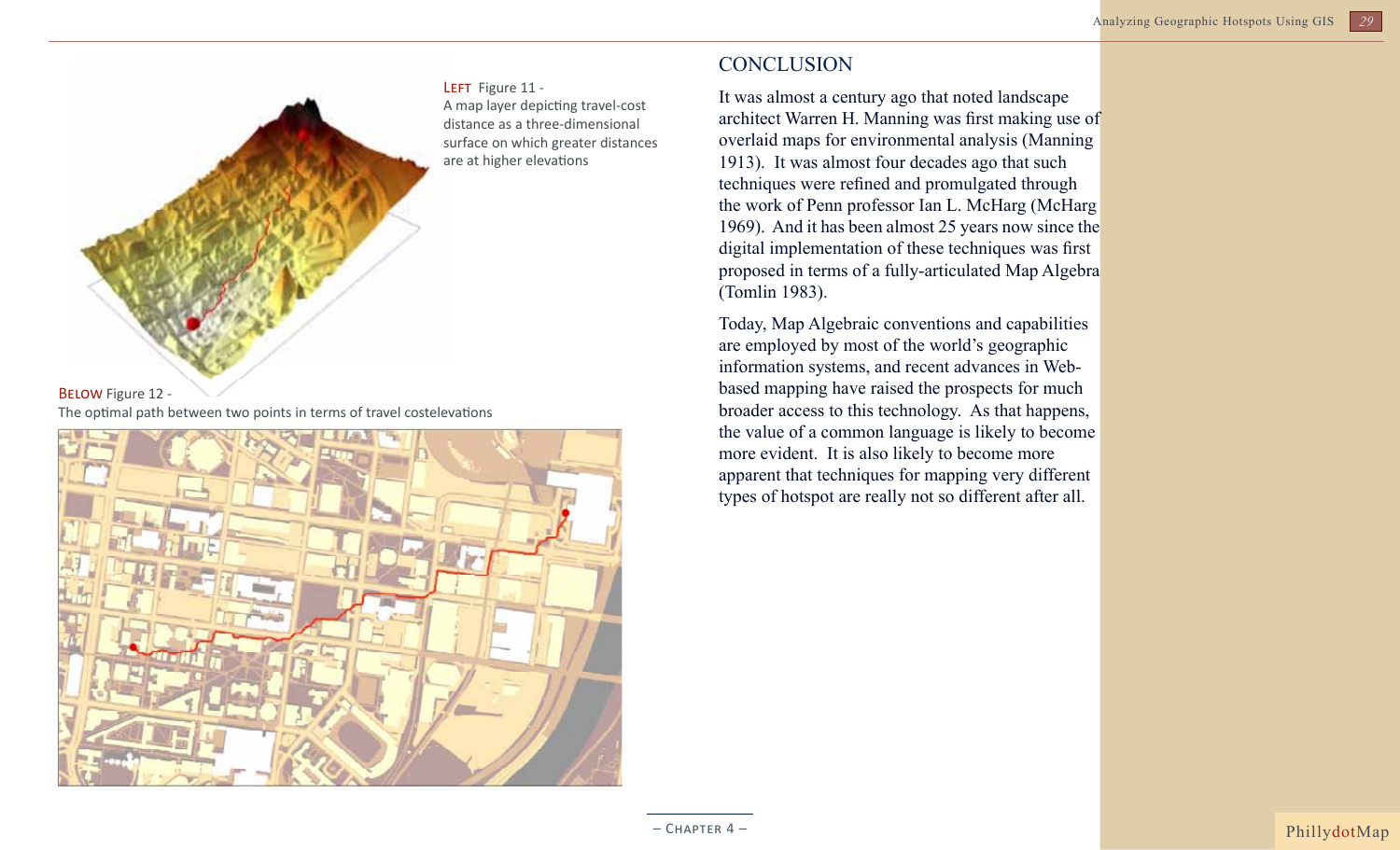LEFT Figure 11 -
A map layer depicting travel-cost distance as a three-dimensional surface on which greater distances are at higher elevations

BELOW Figure 12 -
The optimal path between two points in terms of travel costelevations

## CONCLUSION

It was almost a century ago that noted landscape architect Warren H. Manning was first making use of overlaid maps for environmental analysis (Manning 1913). It was almost four decades ago that such techniques were refined and promulgated through the work of Penn professor Ian L. McHarg (McHarg 1969). And it has been almost 25 years now since the digital implementation of these techniques was first proposed in terms of a fully-articulated Map Algebra (Tomlin 1983).

Today, Map Algebraic conventions and capabilities are employed by most of the world's geographic information systems, and recent advances in Web-based mapping have raised the prospects for much broader access to this technology. As that happens, the value of a common language is likely to become more evident. It is also likely to become more apparent that techniques for mapping very different types of hotspot are really not so different after all.